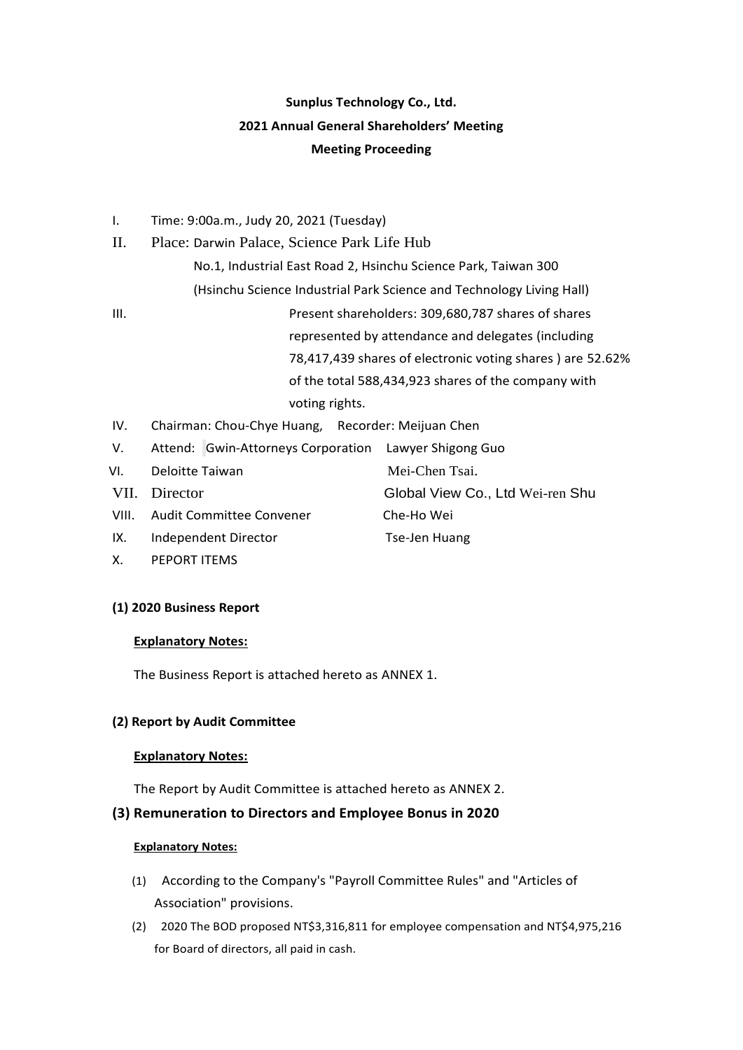**Sunplus Technology Co., Ltd.**

**2021 Annual General Shareholders' Meeting**

**Meeting Proceeding**

I. Time: 9:00a.m., Judy 20, 2021 (Tuesday)

II. Place: Darwin Palace, Science Park Life Hub
No.1, Industrial East Road 2, Hsinchu Science Park, Taiwan 300
(Hsinchu Science Industrial Park Science and Technology Living Hall)

III. Present shareholders: 309,680,787 shares of shares represented by attendance and delegates (including 78,417,439 shares of electronic voting shares ) are 52.62% of the total 588,434,923 shares of the company with voting rights.

IV. Chairman: Chou-Chye Huang, Recorder: Meijuan Chen

V. Attend: Gwin-Attorneys Corporation Lawyer Shigong Guo

VI. Deloitte Taiwan Mei-Chen Tsai.

VII. Director Global View Co., Ltd Wei-ren Shu

VIII. Audit Committee Convener Che-Ho Wei

IX. Independent Director Tse-Jen Huang

X. PEPORT ITEMS

**(1) 2020 Business Report**

**Explanatory Notes:**

The Business Report is attached hereto as ANNEX 1.

**(2) Report by Audit Committee**

**Explanatory Notes:**

The Report by Audit Committee is attached hereto as ANNEX 2.

**(3) Remuneration to Directors and Employee Bonus in 2020**

**Explanatory Notes:**

(1) According to the Company's "Payroll Committee Rules" and "Articles of Association" provisions.

(2) 2020 The BOD proposed NT$3,316,811 for employee compensation and NT$4,975,216 for Board of directors, all paid in cash.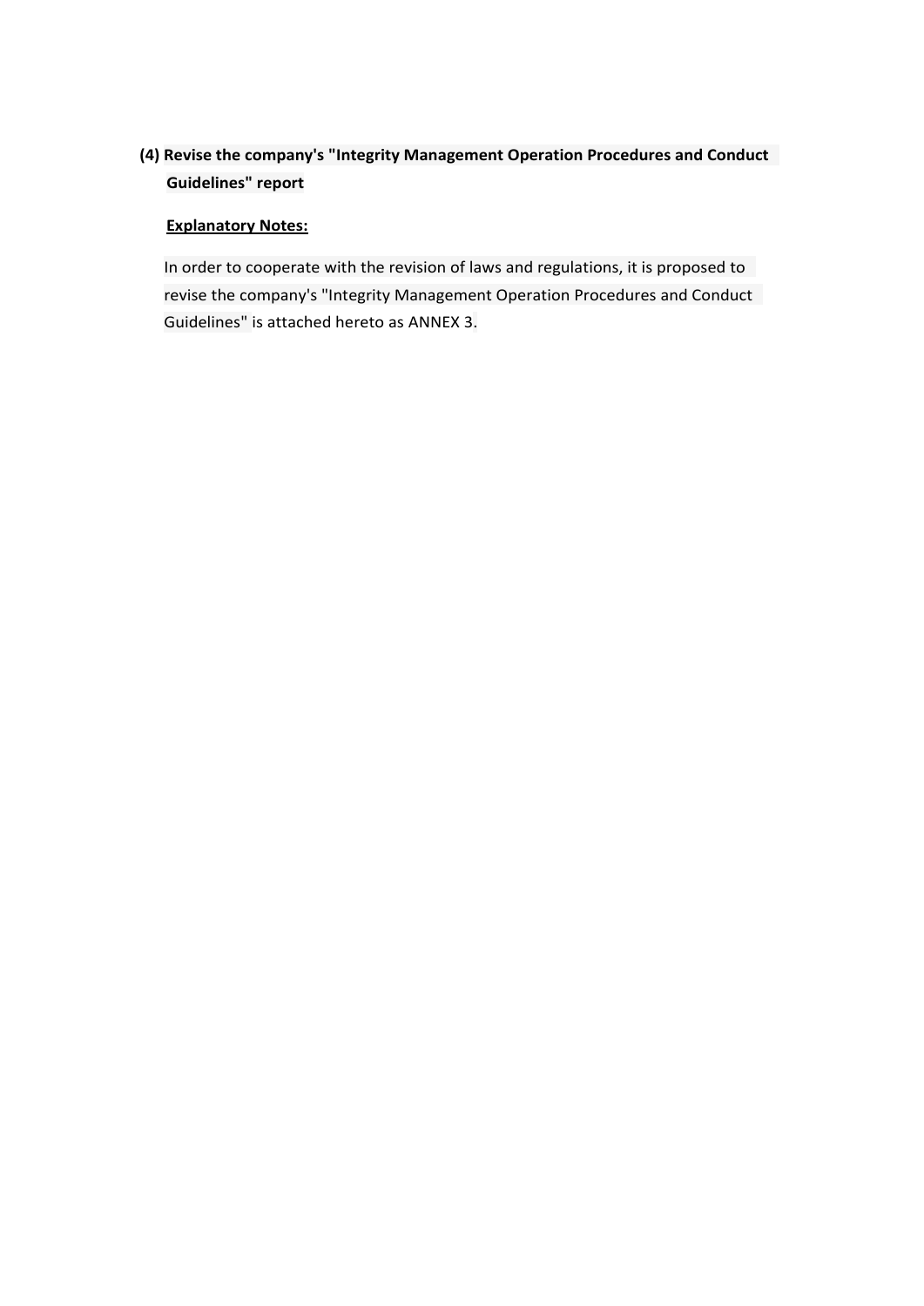**(4) Revise the company's "Integrity Management Operation Procedures and Conduct Guidelines" report**

**Explanatory Notes:**

In order to cooperate with the revision of laws and regulations, it is proposed to revise the company's "Integrity Management Operation Procedures and Conduct Guidelines" is attached hereto as ANNEX 3.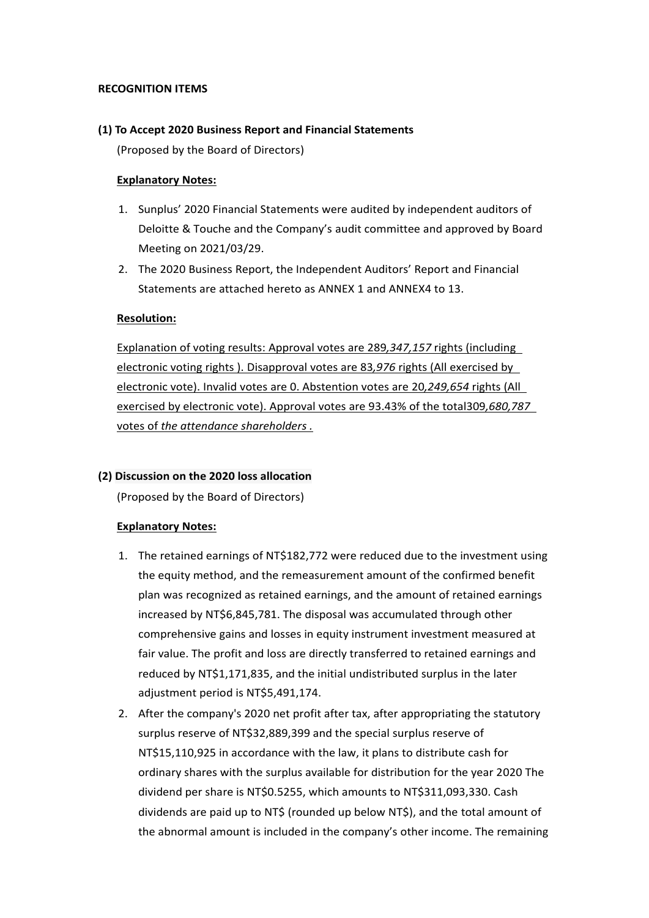**RECOGNITION ITEMS**

**(1) To Accept 2020 Business Report and Financial Statements**

(Proposed by the Board of Directors)

**Explanatory Notes:**

1. Sunplus' 2020 Financial Statements were audited by independent auditors of Deloitte & Touche and the Company's audit committee and approved by Board Meeting on 2021/03/29.
2. The 2020 Business Report, the Independent Auditors' Report and Financial Statements are attached hereto as ANNEX 1 and ANNEX4 to 13.

**Resolution:**

Explanation of voting results: Approval votes are 289,*347,157* rights (including electronic voting rights ). Disapproval votes are 83,*976* rights (All exercised by electronic vote). Invalid votes are 0. Abstention votes are 20,*249,654* rights (All exercised by electronic vote). Approval votes are 93.43% of the total309,*680,787* votes of *the attendance shareholders .*

**(2) Discussion on the 2020 loss allocation**

(Proposed by the Board of Directors)

**Explanatory Notes:**

1. The retained earnings of NT$182,772 were reduced due to the investment using the equity method, and the remeasurement amount of the confirmed benefit plan was recognized as retained earnings, and the amount of retained earnings increased by NT$6,845,781. The disposal was accumulated through other comprehensive gains and losses in equity instrument investment measured at fair value. The profit and loss are directly transferred to retained earnings and reduced by NT$1,171,835, and the initial undistributed surplus in the later adjustment period is NT$5,491,174.
2. After the company's 2020 net profit after tax, after appropriating the statutory surplus reserve of NT$32,889,399 and the special surplus reserve of NT$15,110,925 in accordance with the law, it plans to distribute cash for ordinary shares with the surplus available for distribution for the year 2020 The dividend per share is NT$0.5255, which amounts to NT$311,093,330. Cash dividends are paid up to NT$ (rounded up below NT$), and the total amount of the abnormal amount is included in the company's other income. The remaining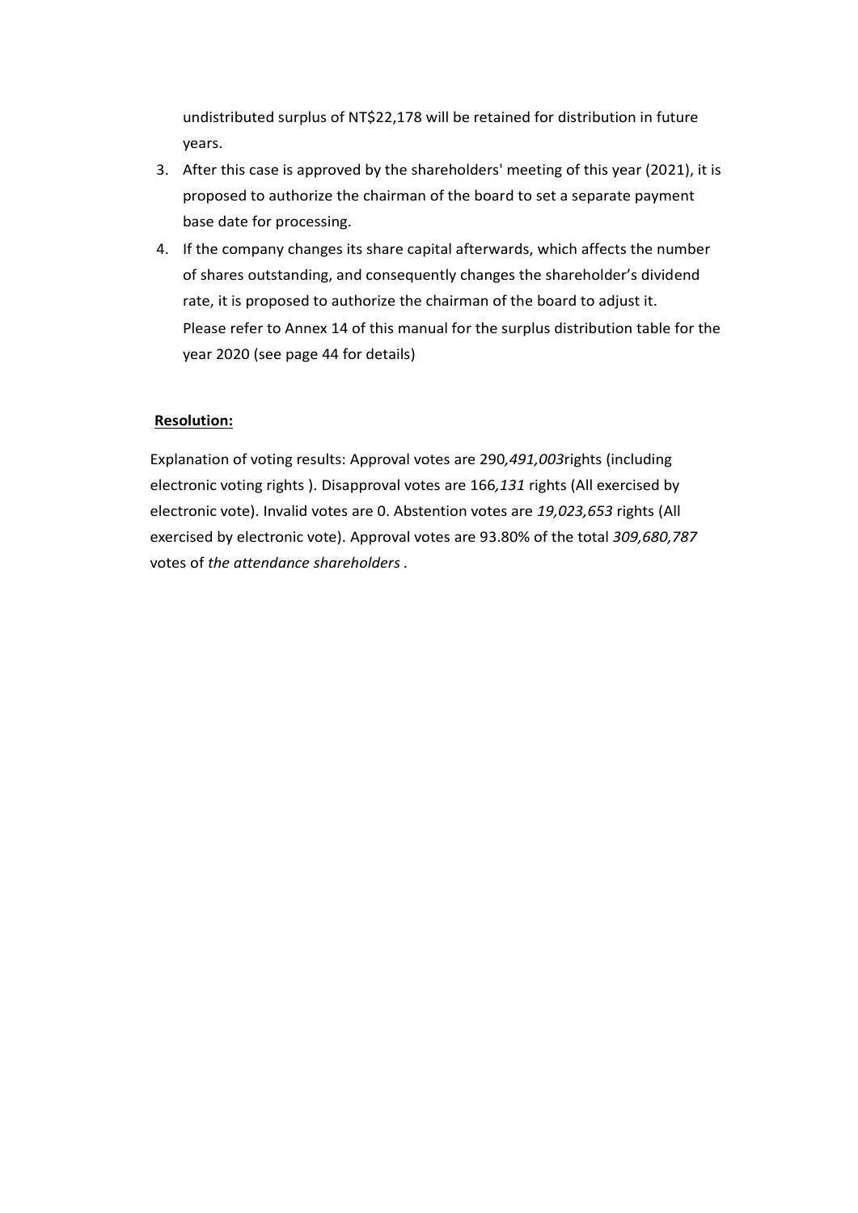undistributed surplus of NT$22,178 will be retained for distribution in future years.

3. After this case is approved by the shareholders' meeting of this year (2021), it is proposed to authorize the chairman of the board to set a separate payment base date for processing.
4. If the company changes its share capital afterwards, which affects the number of shares outstanding, and consequently changes the shareholder's dividend rate, it is proposed to authorize the chairman of the board to adjust it.
   Please refer to Annex 14 of this manual for the surplus distribution table for the year 2020 (see page 44 for details)

**Resolution:**

Explanation of voting results: Approval votes are 290*,491,003*rights (including electronic voting rights ). Disapproval votes are 166*,131* rights (All exercised by electronic vote). Invalid votes are 0. Abstention votes are *19,023,653* rights (All exercised by electronic vote). Approval votes are 93.80% of the total *309,680,787* votes of *the attendance shareholders* .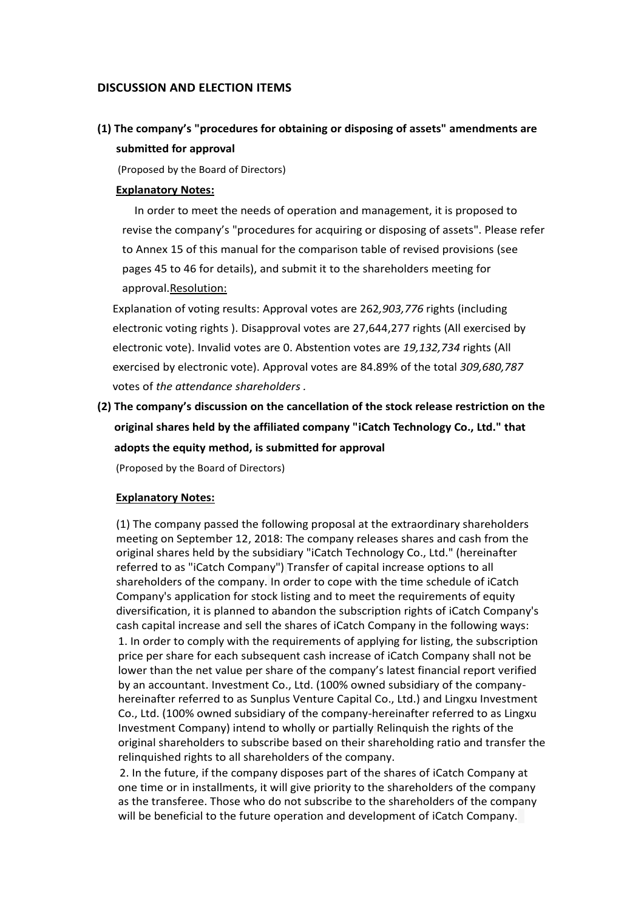## DISCUSSION AND ELECTION ITEMS

### (1) The company's "procedures for obtaining or disposing of assets" amendments are submitted for approval

(Proposed by the Board of Directors)

**Explanatory Notes:**

In order to meet the needs of operation and management, it is proposed to revise the company's "procedures for acquiring or disposing of assets". Please refer to Annex 15 of this manual for the comparison table of revised provisions (see pages 45 to 46 for details), and submit it to the shareholders meeting for approval.Resolution:

Explanation of voting results: Approval votes are 262*,903,776* rights (including electronic voting rights ). Disapproval votes are 27,644,277 rights (All exercised by electronic vote). Invalid votes are 0. Abstention votes are *19,132,734* rights (All exercised by electronic vote). Approval votes are 84.89% of the total *309,680,787* votes of *the attendance shareholders* .

### (2) The company's discussion on the cancellation of the stock release restriction on the original shares held by the affiliated company "iCatch Technology Co., Ltd." that adopts the equity method, is submitted for approval

(Proposed by the Board of Directors)

**Explanatory Notes:**

(1) The company passed the following proposal at the extraordinary shareholders meeting on September 12, 2018: The company releases shares and cash from the original shares held by the subsidiary "iCatch Technology Co., Ltd." (hereinafter referred to as "iCatch Company") Transfer of capital increase options to all shareholders of the company. In order to cope with the time schedule of iCatch Company's application for stock listing and to meet the requirements of equity diversification, it is planned to abandon the subscription rights of iCatch Company's cash capital increase and sell the shares of iCatch Company in the following ways:

1. In order to comply with the requirements of applying for listing, the subscription price per share for each subsequent cash increase of iCatch Company shall not be lower than the net value per share of the company's latest financial report verified by an accountant. Investment Co., Ltd. (100% owned subsidiary of the company-hereinafter referred to as Sunplus Venture Capital Co., Ltd.) and Lingxu Investment Co., Ltd. (100% owned subsidiary of the company-hereinafter referred to as Lingxu Investment Company) intend to wholly or partially Relinquish the rights of the original shareholders to subscribe based on their shareholding ratio and transfer the relinquished rights to all shareholders of the company.

2. In the future, if the company disposes part of the shares of iCatch Company at one time or in installments, it will give priority to the shareholders of the company as the transferee. Those who do not subscribe to the shareholders of the company will be beneficial to the future operation and development of iCatch Company.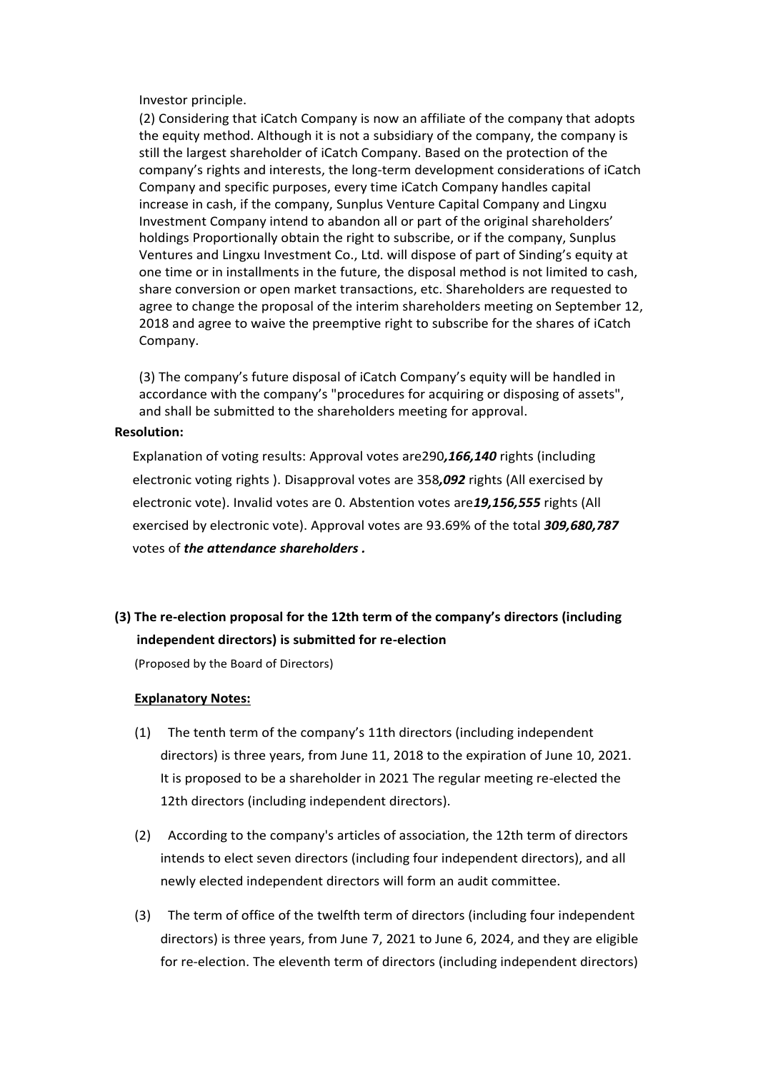Investor principle.

(2) Considering that iCatch Company is now an affiliate of the company that adopts the equity method. Although it is not a subsidiary of the company, the company is still the largest shareholder of iCatch Company. Based on the protection of the company's rights and interests, the long-term development considerations of iCatch Company and specific purposes, every time iCatch Company handles capital increase in cash, if the company, Sunplus Venture Capital Company and Lingxu Investment Company intend to abandon all or part of the original shareholders' holdings Proportionally obtain the right to subscribe, or if the company, Sunplus Ventures and Lingxu Investment Co., Ltd. will dispose of part of Sinding's equity at one time or in installments in the future, the disposal method is not limited to cash, share conversion or open market transactions, etc. Shareholders are requested to agree to change the proposal of the interim shareholders meeting on September 12, 2018 and agree to waive the preemptive right to subscribe for the shares of iCatch Company.

(3) The company's future disposal of iCatch Company's equity will be handled in accordance with the company's "procedures for acquiring or disposing of assets", and shall be submitted to the shareholders meeting for approval.

**Resolution:**

Explanation of voting results: Approval votes are290***,166,140*** rights (including electronic voting rights ). Disapproval votes are 358***,092*** rights (All exercised by electronic vote). Invalid votes are 0. Abstention votes are***19,156,555*** rights (All exercised by electronic vote). Approval votes are 93.69% of the total ***309,680,787*** votes of ***the attendance shareholders .***

### (3) The re-election proposal for the 12th term of the company's directors (including independent directors) is submitted for re-election

(Proposed by the Board of Directors)

**Explanatory Notes:**

(1) The tenth term of the company's 11th directors (including independent directors) is three years, from June 11, 2018 to the expiration of June 10, 2021. It is proposed to be a shareholder in 2021 The regular meeting re-elected the 12th directors (including independent directors).

(2) According to the company's articles of association, the 12th term of directors intends to elect seven directors (including four independent directors), and all newly elected independent directors will form an audit committee.

(3) The term of office of the twelfth term of directors (including four independent directors) is three years, from June 7, 2021 to June 6, 2024, and they are eligible for re-election. The eleventh term of directors (including independent directors)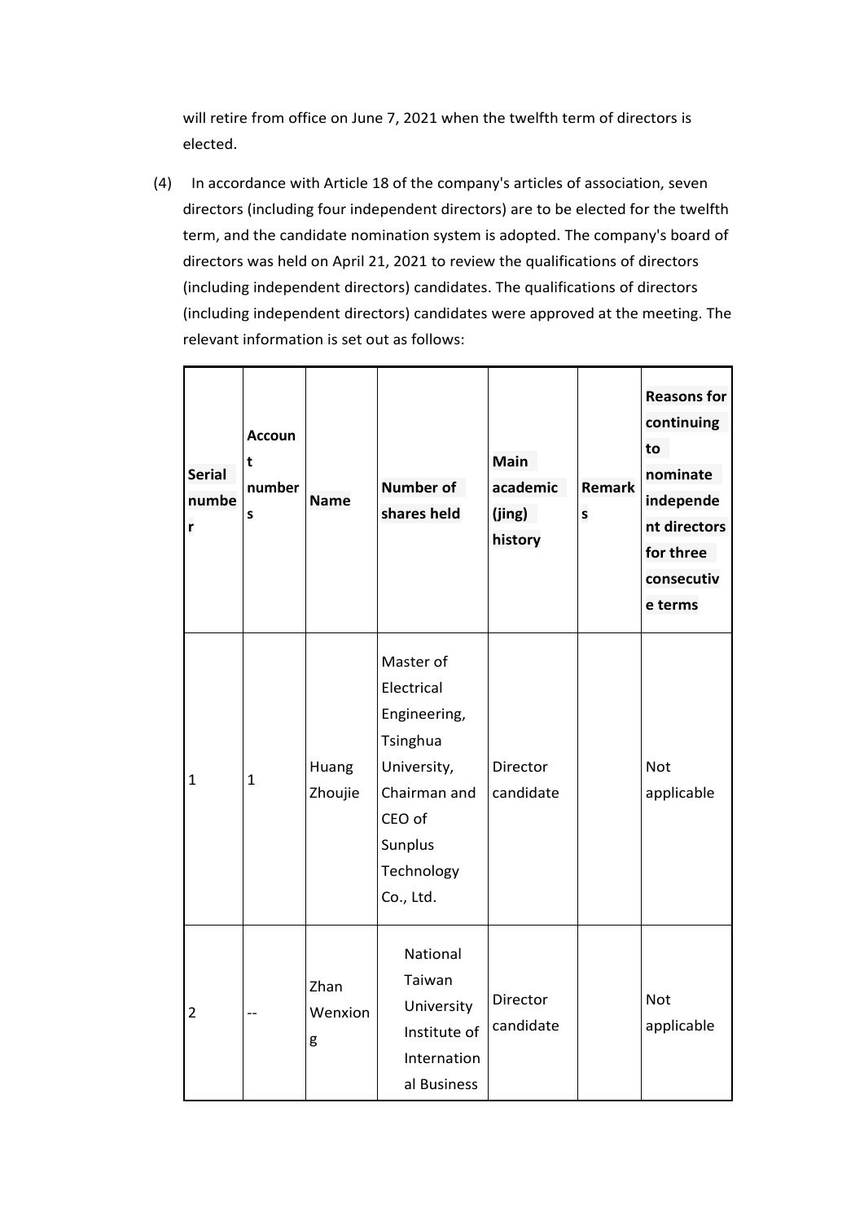will retire from office on June 7, 2021 when the twelfth term of directors is elected.

(4) In accordance with Article 18 of the company's articles of association, seven directors (including four independent directors) are to be elected for the twelfth term, and the candidate nomination system is adopted. The company's board of directors was held on April 21, 2021 to review the qualifications of directors (including independent directors) candidates. The qualifications of directors (including independent directors) candidates were approved at the meeting. The relevant information is set out as follows:

| Serial number | Account numbers | Name | Number of shares held | Main academic (jing) history | Remarks | Reasons for continuing to nominate independent directors for three consecutive terms |
|---|---|---|---|---|---|---|
| 1 | 1 | Huang Zhoujie | Master of Electrical Engineering, Tsinghua University, Chairman and CEO of Sunplus Technology Co., Ltd. | Director candidate | | Not applicable |
| 2 | -- | Zhan Wenxiong | National Taiwan University Institute of International Business | Director candidate | | Not applicable |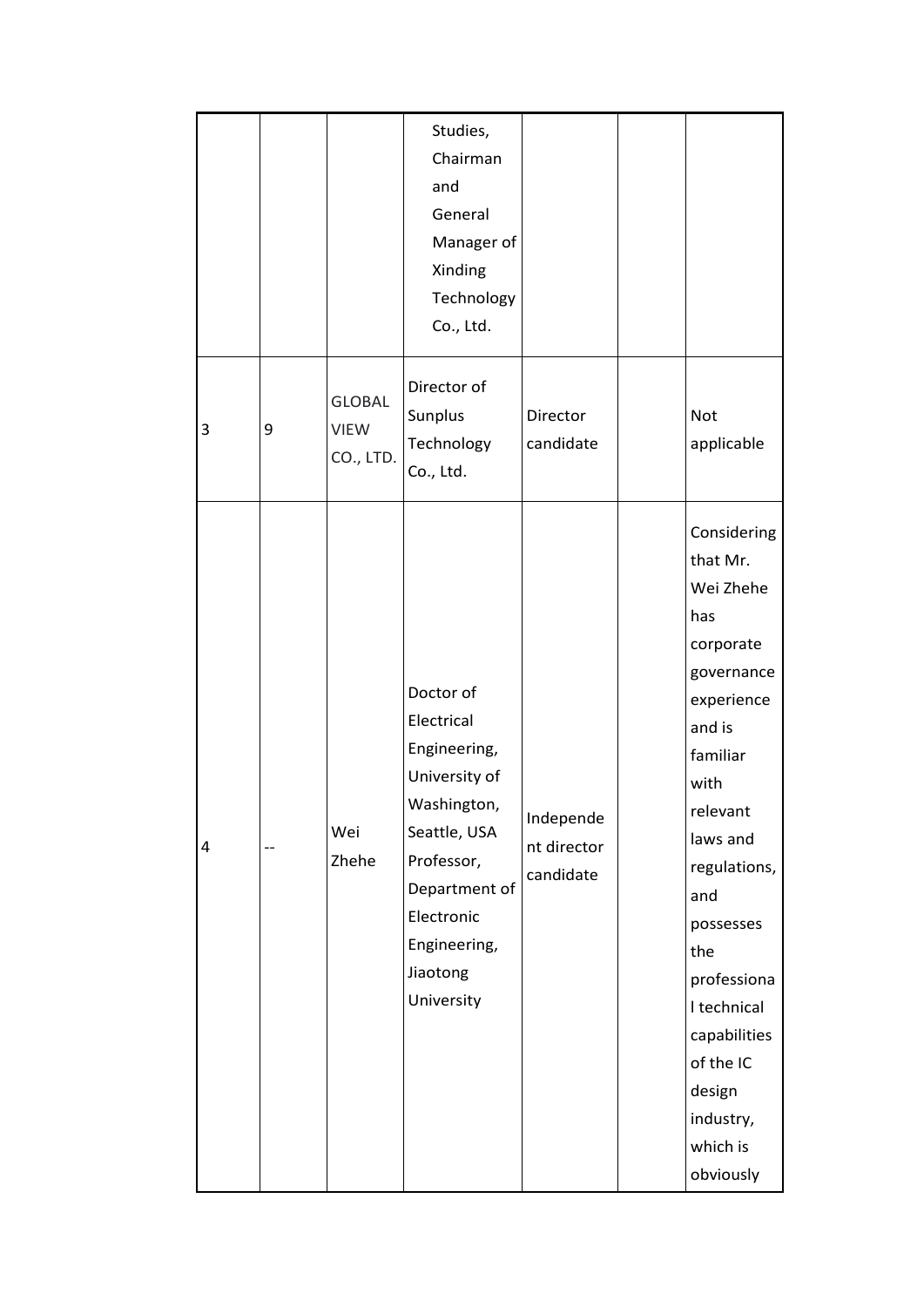| | | | | | | |
|---|---|---|---|---|---|---|
| | | | Studies, Chairman and General Manager of Xinding Technology Co., Ltd. | | | |
| 3 | 9 | GLOBAL VIEW CO., LTD. | Director of Sunplus Technology Co., Ltd. | Director candidate | | Not applicable |
| 4 | -- | Wei Zhehe | Doctor of Electrical Engineering, University of Washington, Seattle, USA Professor, Department of Electronic Engineering, Jiaotong University | Independent director candidate | | Considering that Mr. Wei Zhehe has corporate governance experience and is familiar with relevant laws and regulations, and possesses the professional technical capabilities of the IC design industry, which is obviously |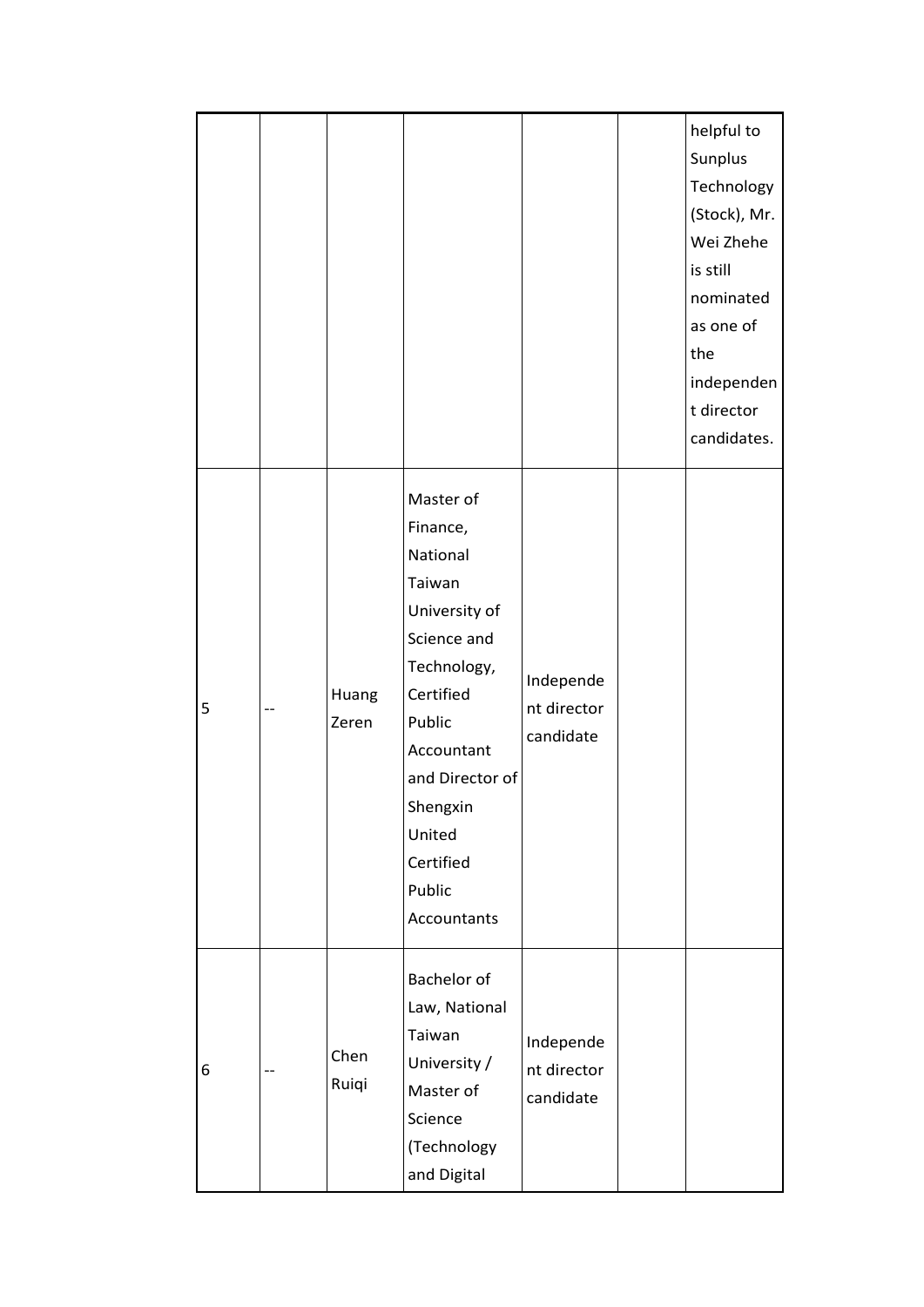| | | | | | | |
|---|---|---|---|---|---|---|
| | | | | | | helpful to Sunplus Technology (Stock), Mr. Wei Zhehe is still nominated as one of the independent director candidates. |
| 5 | -- | Huang Zeren | Master of Finance, National Taiwan University of Science and Technology, Certified Public Accountant and Director of Shengxin United Certified Public Accountants | Independent director candidate | | |
| 6 | -- | Chen Ruiqi | Bachelor of Law, National Taiwan University / Master of Science (Technology and Digital | Independent director candidate | | |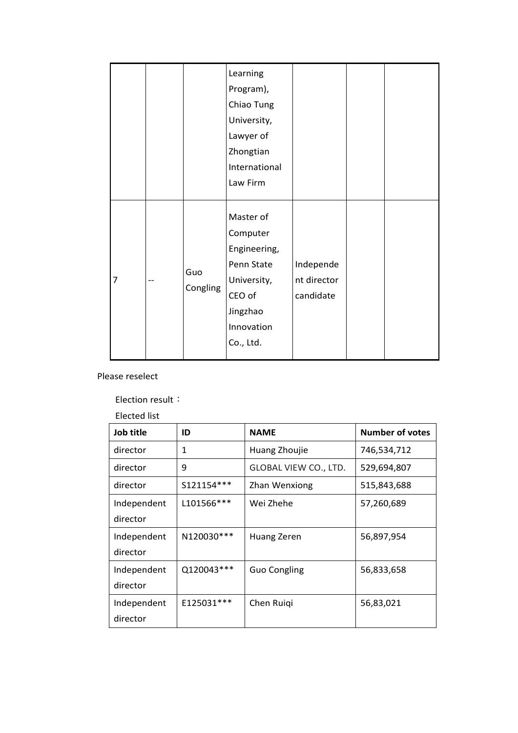|  |  |  | Learning Program), Chiao Tung University, Lawyer of Zhongtian International Law Firm |  |  |  |
|---|---|---|---|---|---|---|
| 7 | -- | Guo Congling | Master of Computer Engineering, Penn State University, CEO of Jingzhao Innovation Co., Ltd. | Independent director candidate |  |  |

Please reselect

Election result：

Elected list

| Job title | ID | NAME | Number of votes |
|---|---|---|---|
| director | 1 | Huang Zhoujie | 746,534,712 |
| director | 9 | GLOBAL VIEW CO., LTD. | 529,694,807 |
| director | S121154*** | Zhan Wenxiong | 515,843,688 |
| Independent director | L101566*** | Wei Zhehe | 57,260,689 |
| Independent director | N120030*** | Huang Zeren | 56,897,954 |
| Independent director | Q120043*** | Guo Congling | 56,833,658 |
| Independent director | E125031*** | Chen Ruiqi | 56,83,021 |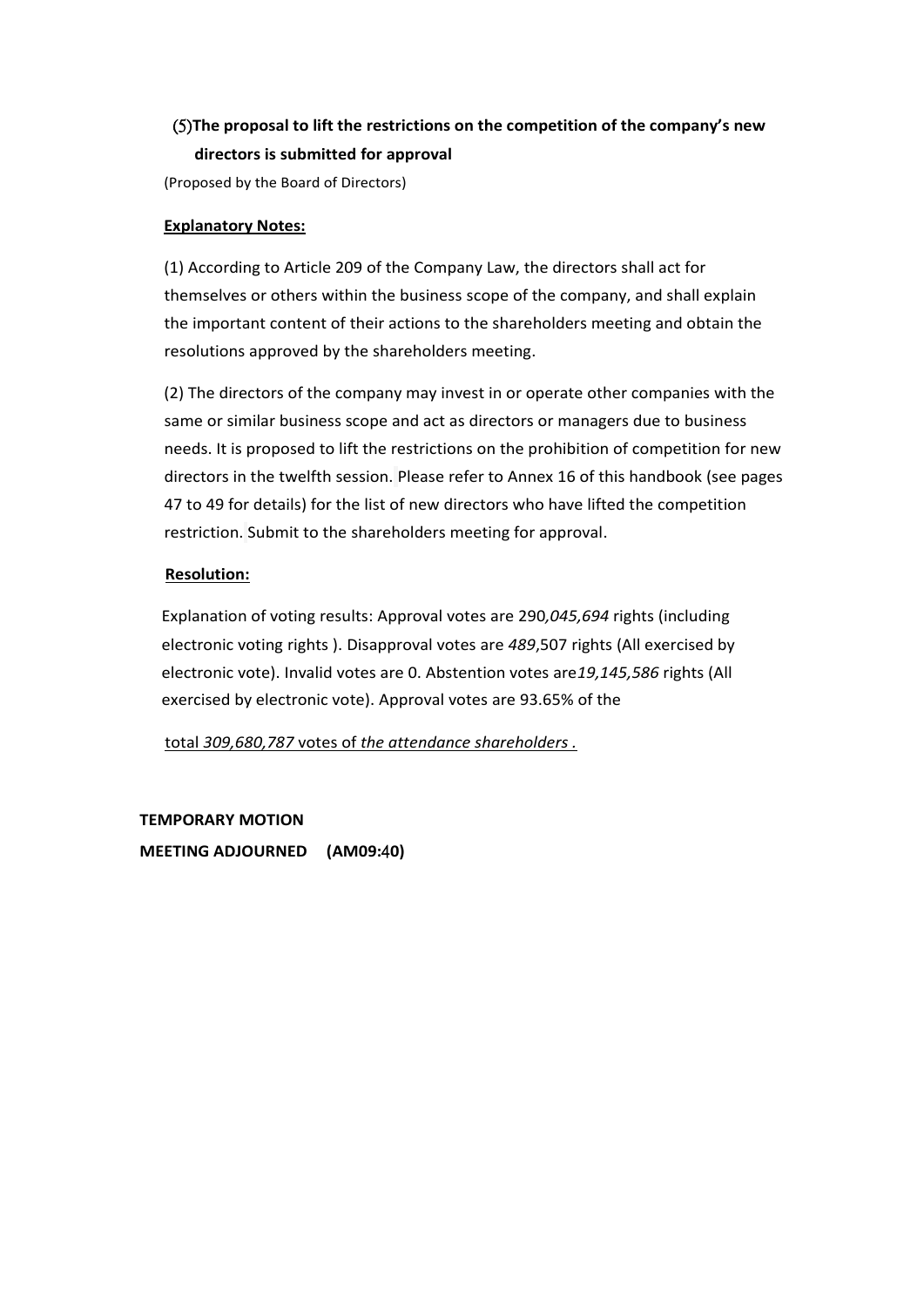### (5)The proposal to lift the restrictions on the competition of the company's new directors is submitted for approval

(Proposed by the Board of Directors)

**Explanatory Notes:**

(1) According to Article 209 of the Company Law, the directors shall act for themselves or others within the business scope of the company, and shall explain the important content of their actions to the shareholders meeting and obtain the resolutions approved by the shareholders meeting.

(2) The directors of the company may invest in or operate other companies with the same or similar business scope and act as directors or managers due to business needs. It is proposed to lift the restrictions on the prohibition of competition for new directors in the twelfth session. Please refer to Annex 16 of this handbook (see pages 47 to 49 for details) for the list of new directors who have lifted the competition restriction. Submit to the shareholders meeting for approval.

**Resolution:**

Explanation of voting results: Approval votes are 290*,045,694* rights (including electronic voting rights ). Disapproval votes are *489*,507 rights (All exercised by electronic vote). Invalid votes are 0. Abstention votes are*19,145,586* rights (All exercised by electronic vote). Approval votes are 93.65% of the total *309,680,787* votes of *the attendance shareholders .*

**TEMPORARY MOTION**

**MEETING ADJOURNED (AM09:40)**